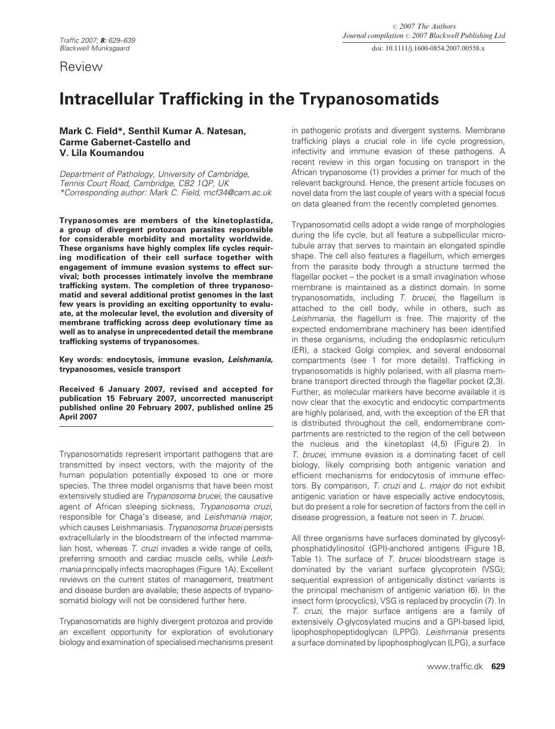Review

# Intracellular Trafficking in the Trypanosomatids

**Mark C. Field\*, Senthil Kumar A. Natesan, Carme Gabernet-Castello and V. Lila Koumandou**

*Department of Pathology, University of Cambridge, Tennis Court Road, Cambridge, CB2 1QP, UK*
*\*Corresponding author: Mark C. Field, mcf34@cam.ac.uk*

**Trypanosomes are members of the kinetoplastida, a group of divergent protozoan parasites responsible for considerable morbidity and mortality worldwide. These organisms have highly complex life cycles requiring modification of their cell surface together with engagement of immune evasion systems to effect survival; both processes intimately involve the membrane trafficking system. The completion of three trypanosomatid and several additional protist genomes in the last few years is providing an exciting opportunity to evaluate, at the molecular level, the evolution and diversity of membrane trafficking across deep evolutionary time as well as to analyse in unprecedented detail the membrane trafficking systems of trypanosomes.**

**Key words: endocytosis, immune evasion, *Leishmania*, trypanosomes, vesicle transport**

**Received 6 January 2007, revised and accepted for publication 15 February 2007, uncorrected manuscript published online 20 February 2007, published online 25 April 2007**

Trypanosomatids represent important pathogens that are transmitted by insect vectors, with the majority of the human population potentially exposed to one or more species. The three model organisms that have been most extensively studied are *Trypanosoma brucei*, the causative agent of African sleeping sickness, *Trypanosoma cruzi*, responsible for Chaga's disease, and *Leishmania major*, which causes Leishmaniasis. *Trypanosoma brucei* persists extracellularly in the bloodstream of the infected mammalian host, whereas *T. cruzi* invades a wide range of cells, preferring smooth and cardiac muscle cells, while *Leishmania* principally infects macrophages (Figure 1A). Excellent reviews on the current states of management, treatment and disease burden are available; these aspects of trypanosomatid biology will not be considered further here.

Trypanosomatids are highly divergent protozoa and provide an excellent opportunity for exploration of evolutionary biology and examination of specialised mechanisms present in pathogenic protists and divergent systems. Membrane trafficking plays a crucial role in life cycle progression, infectivity and immune evasion of these pathogens. A recent review in this organ focusing on transport in the African trypanosome (1) provides a primer for much of the relevant background. Hence, the present article focuses on novel data from the last couple of years with a special focus on data gleaned from the recently completed genomes.

Trypanosomatid cells adopt a wide range of morphologies during the life cycle, but all feature a subpellicular microtubule array that serves to maintain an elongated spindle shape. The cell also features a flagellum, which emerges from the parasite body through a structure termed the flagellar pocket – the pocket is a small invagination whose membrane is maintained as a distinct domain. In some trypanosomatids, including *T. brucei*, the flagellum is attached to the cell body, while in others, such as *Leishmania*, the flagellum is free. The majority of the expected endomembrane machinery has been identified in these organisms, including the endoplasmic reticulum (ER), a stacked Golgi complex, and several endosomal compartments (see 1 for more details). Trafficking in trypanosomatids is highly polarised, with all plasma membrane transport directed through the flagellar pocket (2,3). Further, as molecular markers have become available it is now clear that the exocytic and endocytic compartments are highly polarised, and, with the exception of the ER that is distributed throughout the cell, endomembrane compartments are restricted to the region of the cell between the nucleus and the kinetoplast (4,5) (Figure 2). In *T. brucei*, immune evasion is a dominating facet of cell biology, likely comprising both antigenic variation and efficient mechanisms for endocytosis of immune effectors. By comparison, *T. cruzi* and *L. major* do not exhibit antigenic variation or have especially active endocytosis, but do present a role for secretion of factors from the cell in disease progression, a feature not seen in *T. brucei*.

All three organisms have surfaces dominated by glycosylphosphatidylinositol (GPI)-anchored antigens (Figure 1B, Table 1). The surface of *T. brucei* bloodstream stage is dominated by the variant surface glycoprotein (VSG); sequential expression of antigenically distinct variants is the principal mechanism of antigenic variation (6). In the insect form (procyclics), VSG is replaced by procyclin (7). In *T. cruzi*, the major surface antigens are a family of extensively *O*-glycosylated mucins and a GPI-based lipid, lipophosphopeptidoglycan (LPPG). *Leishmania* presents a surface dominated by lipophosphoglycan (LPG), a surface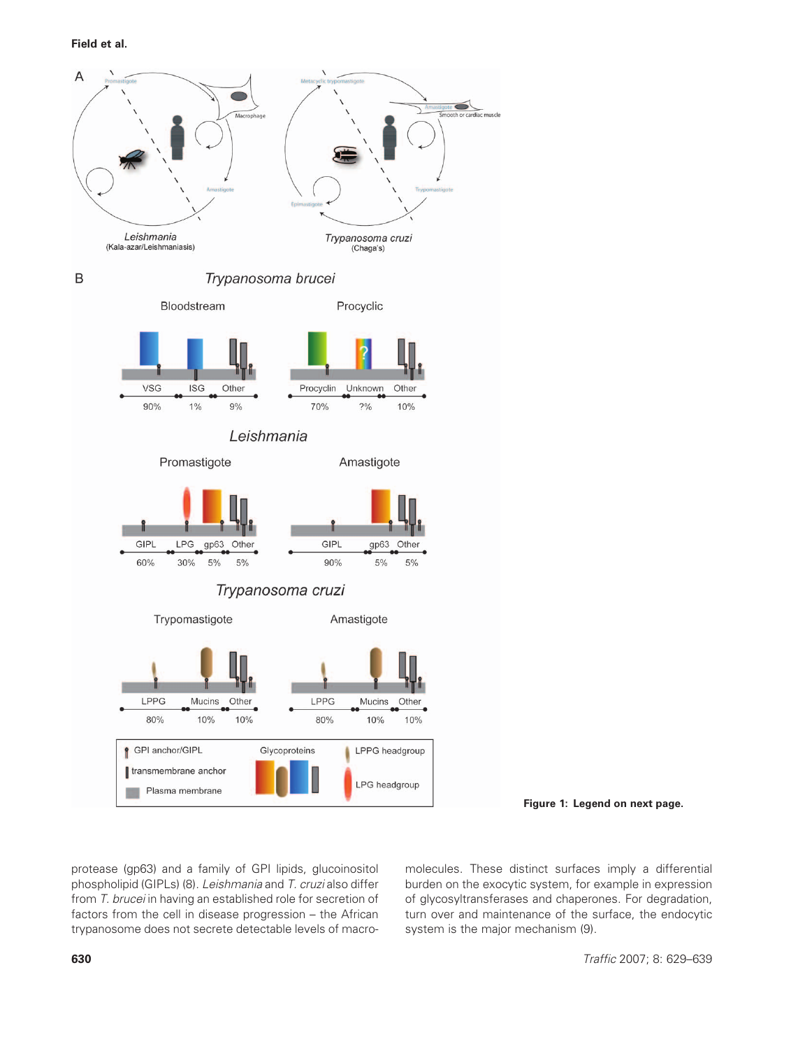A

Promastigote

Macrophage

Amastigote

*Leishmania*
(Kala-azar/Leishmaniasis)

Metacyclic trypomastigote

Amastigote

Smooth or cardiac muscle

Trypomastigote

Epimastigote

*Trypanosoma cruzi*
(Chaga's)

B

*Trypanosoma brucei*

Bloodstream

VSG ISG Other

90% 1% 9%

Procyclic

Procyclin Unknown Other

70% ?% 10%

*Leishmania*

Promastigote

GIPL LPG gp63 Other

60% 30% 5% 5%

Amastigote

GIPL gp63 Other

90% 5% 5%

*Trypanosoma cruzi*

Trypomastigote

LPPG Mucins Other

80% 10% 10%

Amastigote

LPPG Mucins Other

80% 10% 10%

GPI anchor/GIPL

transmembrane anchor

Plasma membrane

Glycoproteins

LPPG headgroup

LPG headgroup

**Figure 1: Legend on next page.**

protease (gp63) and a family of GPI lipids, glucoinositol phospholipid (GIPLs) (8). *Leishmania* and *T. cruzi* also differ from *T. brucei* in having an established role for secretion of factors from the cell in disease progression – the African trypanosome does not secrete detectable levels of macromolecules. These distinct surfaces imply a differential burden on the exocytic system, for example in expression of glycosyltransferases and chaperones. For degradation, turn over and maintenance of the surface, the endocytic system is the major mechanism (9).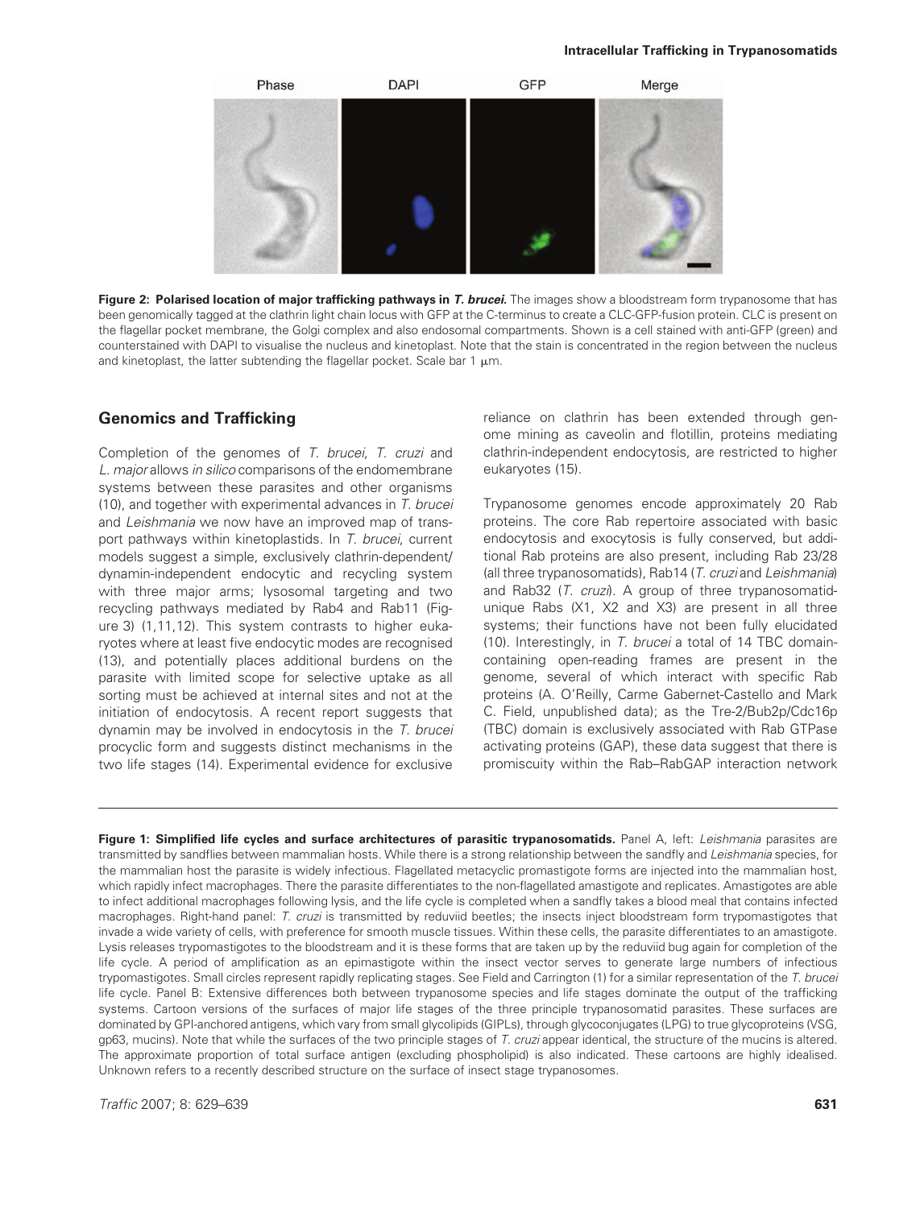Phase DAPI GFP Merge

**Figure 2: Polarised location of major trafficking pathways in *T. brucei*.** The images show a bloodstream form trypanosome that has been genomically tagged at the clathrin light chain locus with GFP at the C-terminus to create a CLC-GFP-fusion protein. CLC is present on the flagellar pocket membrane, the Golgi complex and also endosomal compartments. Shown is a cell stained with anti-GFP (green) and counterstained with DAPI to visualise the nucleus and kinetoplast. Note that the stain is concentrated in the region between the nucleus and kinetoplast, the latter subtending the flagellar pocket. Scale bar 1 μm.

## Genomics and Trafficking

Completion of the genomes of *T. brucei*, *T. cruzi* and *L. major* allows *in silico* comparisons of the endomembrane systems between these parasites and other organisms (10), and together with experimental advances in *T. brucei* and *Leishmania* we now have an improved map of transport pathways within kinetoplastids. In *T. brucei*, current models suggest a simple, exclusively clathrin-dependent/dynamin-independent endocytic and recycling system with three major arms; lysosomal targeting and two recycling pathways mediated by Rab4 and Rab11 (Figure 3) (1,11,12). This system contrasts to higher eukaryotes where at least five endocytic modes are recognised (13), and potentially places additional burdens on the parasite with limited scope for selective uptake as all sorting must be achieved at internal sites and not at the initiation of endocytosis. A recent report suggests that dynamin may be involved in endocytosis in the *T. brucei* procyclic form and suggests distinct mechanisms in the two life stages (14). Experimental evidence for exclusive reliance on clathrin has been extended through genome mining as caveolin and flotillin, proteins mediating clathrin-independent endocytosis, are restricted to higher eukaryotes (15).

Trypanosome genomes encode approximately 20 Rab proteins. The core Rab repertoire associated with basic endocytosis and exocytosis is fully conserved, but additional Rab proteins are also present, including Rab 23/28 (all three trypanosomatids), Rab14 (*T. cruzi* and *Leishmania*) and Rab32 (*T. cruzi*). A group of three trypanosomatid-unique Rabs (X1, X2 and X3) are present in all three systems; their functions have not been fully elucidated (10). Interestingly, in *T. brucei* a total of 14 TBC domain-containing open-reading frames are present in the genome, several of which interact with specific Rab proteins (A. O'Reilly, Carme Gabernet-Castello and Mark C. Field, unpublished data); as the Tre-2/Bub2p/Cdc16p (TBC) domain is exclusively associated with Rab GTPase activating proteins (GAP), these data suggest that there is promiscuity within the Rab–RabGAP interaction network

**Figure 1: Simplified life cycles and surface architectures of parasitic trypanosomatids.** Panel A, left: *Leishmania* parasites are transmitted by sandflies between mammalian hosts. While there is a strong relationship between the sandfly and *Leishmania* species, for the mammalian host the parasite is widely infectious. Flagellated metacyclic promastigote forms are injected into the mammalian host, which rapidly infect macrophages. There the parasite differentiates to the non-flagellated amastigote and replicates. Amastigotes are able to infect additional macrophages following lysis, and the life cycle is completed when a sandfly takes a blood meal that contains infected macrophages. Right-hand panel: *T. cruzi* is transmitted by reduviid beetles; the insects inject bloodstream form trypomastigotes that invade a wide variety of cells, with preference for smooth muscle tissues. Within these cells, the parasite differentiates to an amastigote. Lysis releases trypomastigotes to the bloodstream and it is these forms that are taken up by the reduviid bug again for completion of the life cycle. A period of amplification as an epimastigote within the insect vector serves to generate large numbers of infectious trypomastigotes. Small circles represent rapidly replicating stages. See Field and Carrington (1) for a similar representation of the *T. brucei* life cycle. Panel B: Extensive differences both between trypanosome species and life stages dominate the output of the trafficking systems. Cartoon versions of the surfaces of major life stages of the three principle trypanosomatid parasites. These surfaces are dominated by GPI-anchored antigens, which vary from small glycolipids (GIPLs), through glycoconjugates (LPG) to true glycoproteins (VSG, gp63, mucins). Note that while the surfaces of the two principle stages of *T. cruzi* appear identical, the structure of the mucins is altered. The approximate proportion of total surface antigen (excluding phospholipid) is also indicated. These cartoons are highly idealised. Unknown refers to a recently described structure on the surface of insect stage trypanosomes.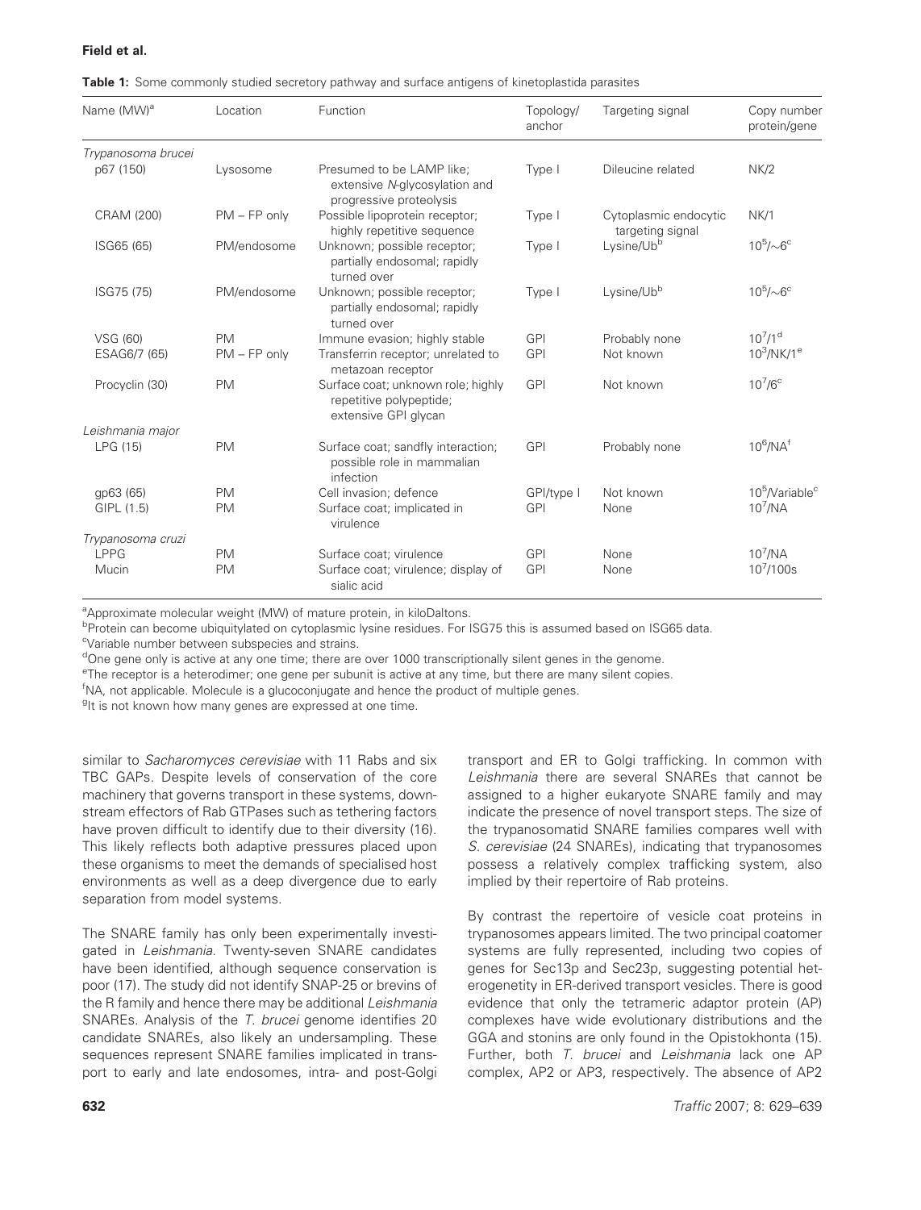**Table 1:** Some commonly studied secretory pathway and surface antigens of kinetoplastida parasites

| Name (MW)[a] | Location | Function | Topology/ anchor | Targeting signal | Copy number protein/gene |
|---|---|---|---|---|---|
| *Trypanosoma brucei* | | | | | |
| p67 (150) | Lysosome | Presumed to be LAMP like; extensive *N*-glycosylation and progressive proteolysis | Type I | Dileucine related | NK/2 |
| CRAM (200) | PM – FP only | Possible lipoprotein receptor; highly repetitive sequence | Type I | Cytoplasmic endocytic targeting signal | NK/1 |
| ISG65 (65) | PM/endosome | Unknown; possible receptor; partially endosomal; rapidly turned over | Type I | Lysine/Ub[b] | $10^5$/~6[c] |
| ISG75 (75) | PM/endosome | Unknown; possible receptor; partially endosomal; rapidly turned over | Type I | Lysine/Ub[b] | $10^5$/~6[c] |
| VSG (60) | PM | Immune evasion; highly stable | GPI | Probably none | $10^7$/1[d] |
| ESAG6/7 (65) | PM – FP only | Transferrin receptor; unrelated to metazoan receptor | GPI | Not known | $10^3$/NK/1[e] |
| Procyclin (30) | PM | Surface coat; unknown role; highly repetitive polypeptide; extensive GPI glycan | GPI | Not known | $10^7$/6[c] |
| *Leishmania major* | | | | | |
| LPG (15) | PM | Surface coat; sandfly interaction; possible role in mammalian infection | GPI | Probably none | $10^6$/NA[f] |
| gp63 (65) | PM | Cell invasion; defence | GPI/type I | Not known | $10^5$/Variable[c] |
| GIPL (1.5) | PM | Surface coat; implicated in virulence | GPI | None | $10^7$/NA |
| *Trypanosoma cruzi* | | | | | |
| LPPG | PM | Surface coat; virulence | GPI | None | $10^7$/NA |
| Mucin | PM | Surface coat; virulence; display of sialic acid | GPI | None | $10^7$/100s |

[a]Approximate molecular weight (MW) of mature protein, in kiloDaltons.
[b]Protein can become ubiquitylated on cytoplasmic lysine residues. For ISG75 this is assumed based on ISG65 data.
[c]Variable number between subspecies and strains.
[d]One gene only is active at any one time; there are over 1000 transcriptionally silent genes in the genome.
[e]The receptor is a heterodimer; one gene per subunit is active at any time, but there are many silent copies.
[f]NA, not applicable. Molecule is a glucoconjugate and hence the product of multiple genes.
[g]It is not known how many genes are expressed at one time.

similar to *Saccharomyces cerevisiae* with 11 Rabs and six TBC GAPs. Despite levels of conservation of the core machinery that governs transport in these systems, downstream effectors of Rab GTPases such as tethering factors have proven difficult to identify due to their diversity (16). This likely reflects both adaptive pressures placed upon these organisms to meet the demands of specialised host environments as well as a deep divergence due to early separation from model systems.

The SNARE family has only been experimentally investigated in *Leishmania*. Twenty-seven SNARE candidates have been identified, although sequence conservation is poor (17). The study did not identify SNAP-25 or brevins of the R family and hence there may be additional *Leishmania* SNAREs. Analysis of the *T. brucei* genome identifies 20 candidate SNAREs, also likely an undersampling. These sequences represent SNARE families implicated in transport to early and late endosomes, intra- and post-Golgi transport and ER to Golgi trafficking. In common with *Leishmania* there are several SNAREs that cannot be assigned to a higher eukaryote SNARE family and may indicate the presence of novel transport steps. The size of the trypanosomatid SNARE families compares well with *S. cerevisiae* (24 SNAREs), indicating that trypanosomes possess a relatively complex trafficking system, also implied by their repertoire of Rab proteins.

By contrast the repertoire of vesicle coat proteins in trypanosomes appears limited. The two principal coatomer systems are fully represented, including two copies of genes for Sec13p and Sec23p, suggesting potential heterogenetity in ER-derived transport vesicles. There is good evidence that only the tetrameric adaptor protein (AP) complexes have wide evolutionary distributions and the GGA and stonins are only found in the Opistokhonta (15). Further, both *T. brucei* and *Leishmania* lack one AP complex, AP2 or AP3, respectively. The absence of AP2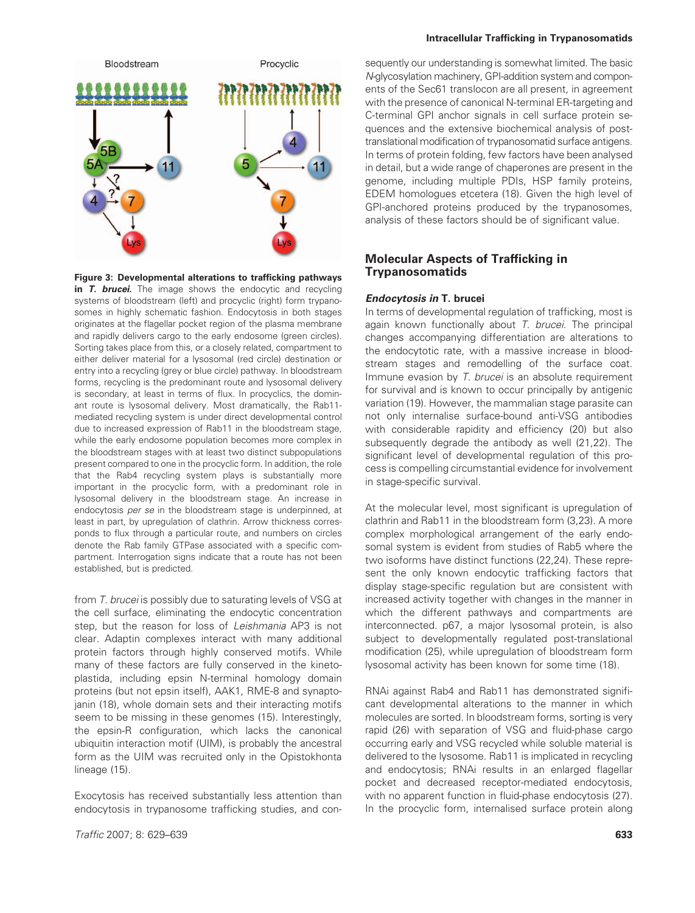Bloodstream

Procyclic

5B

5A

11

4

7

Lys

5

4

11

7

Lys

?

?

**Figure 3: Developmental alterations to trafficking pathways in *T. brucei*.** The image shows the endocytic and recycling systems of bloodstream (left) and procyclic (right) form trypanosomes in highly schematic fashion. Endocytosis in both stages originates at the flagellar pocket region of the plasma membrane and rapidly delivers cargo to the early endosome (green circles). Sorting takes place from this, or a closely related, compartment to either deliver material for a lysosomal (red circle) destination or entry into a recycling (grey or blue circle) pathway. In bloodstream forms, recycling is the predominant route and lysosomal delivery is secondary, at least in terms of flux. In procyclics, the dominant route is lysosomal delivery. Most dramatically, the Rab11-mediated recycling system is under direct developmental control due to increased expression of Rab11 in the bloodstream stage, while the early endosome population becomes more complex in the bloodstream stages with at least two distinct subpopulations present compared to one in the procyclic form. In addition, the role that the Rab4 recycling system plays is substantially more important in the procyclic form, with a predominant role in lysosomal delivery in the bloodstream stage. An increase in endocytosis *per se* in the bloodstream stage is underpinned, at least in part, by upregulation of clathrin. Arrow thickness corresponds to flux through a particular route, and numbers on circles denote the Rab family GTPase associated with a specific compartment. Interrogation signs indicate that a route has not been established, but is predicted.

from *T. brucei* is possibly due to saturating levels of VSG at the cell surface, eliminating the endocytic concentration step, but the reason for loss of *Leishmania* AP3 is not clear. Adaptin complexes interact with many additional protein factors through highly conserved motifs. While many of these factors are fully conserved in the kinetoplastida, including epsin N-terminal homology domain proteins (but not epsin itself), AAK1, RME-8 and synaptojanin (18), whole domain sets and their interacting motifs seem to be missing in these genomes (15). Interestingly, the epsin-R configuration, which lacks the canonical ubiquitin interaction motif (UIM), is probably the ancestral form as the UIM was recruited only in the Opistokhonta lineage (15).

Exocytosis has received substantially less attention than endocytosis in trypanosome trafficking studies, and consequently our understanding is somewhat limited. The basic *N*-glycosylation machinery, GPI-addition system and components of the Sec61 translocon are all present, in agreement with the presence of canonical N-terminal ER-targeting and C-terminal GPI anchor signals in cell surface protein sequences and the extensive biochemical analysis of post-translational modification of trypanosomatid surface antigens. In terms of protein folding, few factors have been analysed in detail, but a wide range of chaperones are present in the genome, including multiple PDIs, HSP family proteins, EDEM homologues etcetera (18). Given the high level of GPI-anchored proteins produced by the trypanosomes, analysis of these factors should be of significant value.

## Molecular Aspects of Trafficking in Trypanosomatids

### *Endocytosis in* T. brucei

In terms of developmental regulation of trafficking, most is again known functionally about *T. brucei*. The principal changes accompanying differentiation are alterations to the endocytotic rate, with a massive increase in bloodstream stages and remodelling of the surface coat. Immune evasion by *T. brucei* is an absolute requirement for survival and is known to occur principally by antigenic variation (19). However, the mammalian stage parasite can not only internalise surface-bound anti-VSG antibodies with considerable rapidity and efficiency (20) but also subsequently degrade the antibody as well (21,22). The significant level of developmental regulation of this process is compelling circumstantial evidence for involvement in stage-specific survival.

At the molecular level, most significant is upregulation of clathrin and Rab11 in the bloodstream form (3,23). A more complex morphological arrangement of the early endosomal system is evident from studies of Rab5 where the two isoforms have distinct functions (22,24). These represent the only known endocytic trafficking factors that display stage-specific regulation but are consistent with increased activity together with changes in the manner in which the different pathways and compartments are interconnected. p67, a major lysosomal protein, is also subject to developmentally regulated post-translational modification (25), while upregulation of bloodstream form lysosomal activity has been known for some time (18).

RNAi against Rab4 and Rab11 has demonstrated significant developmental alterations to the manner in which molecules are sorted. In bloodstream forms, sorting is very rapid (26) with separation of VSG and fluid-phase cargo occurring early and VSG recycled while soluble material is delivered to the lysosome. Rab11 is implicated in recycling and endocytosis; RNAi results in an enlarged flagellar pocket and decreased receptor-mediated endocytosis, with no apparent function in fluid-phase endocytosis (27). In the procyclic form, internalised surface protein along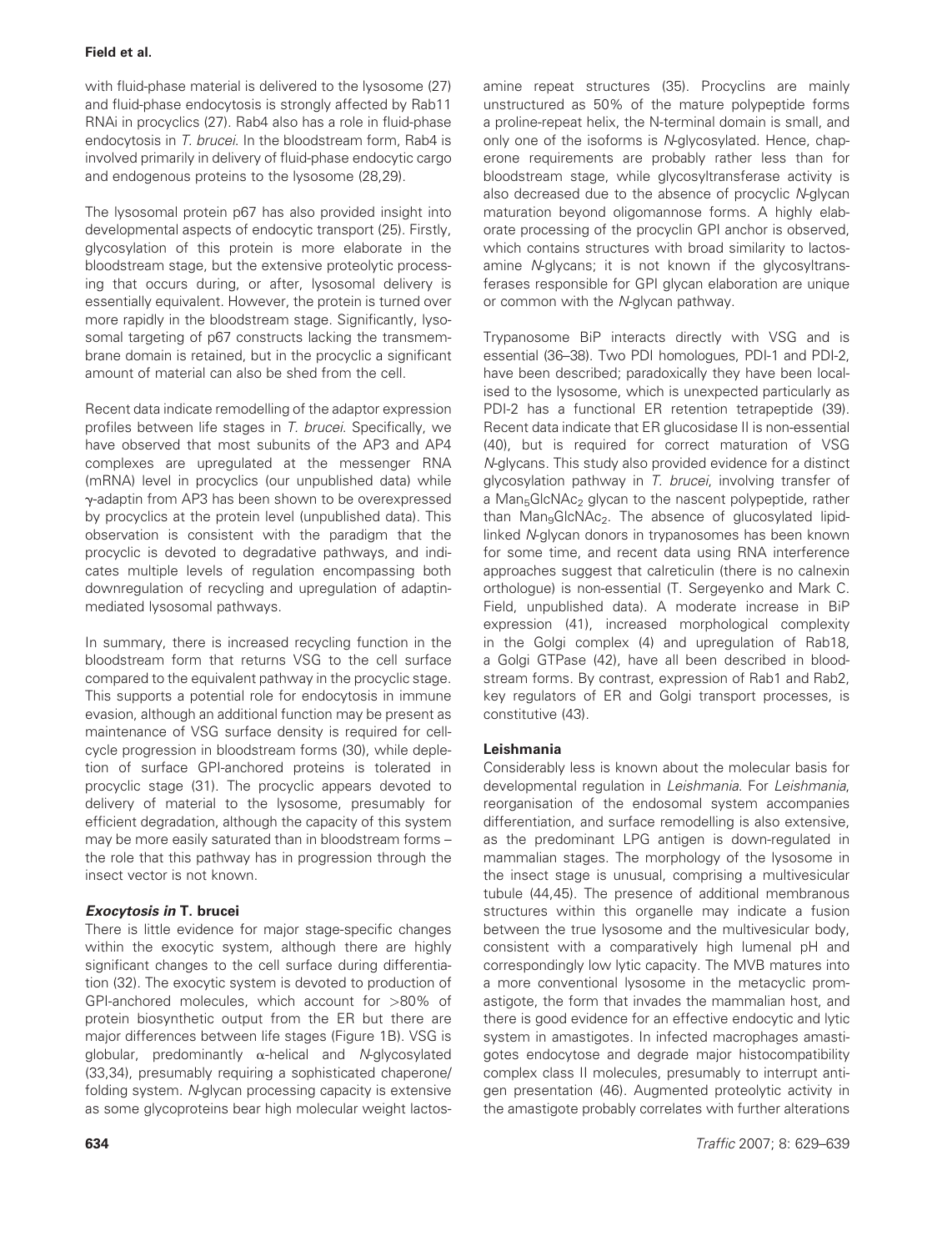with fluid-phase material is delivered to the lysosome (27) and fluid-phase endocytosis is strongly affected by Rab11 RNAi in procyclics (27). Rab4 also has a role in fluid-phase endocytosis in *T. brucei*. In the bloodstream form, Rab4 is involved primarily in delivery of fluid-phase endocytic cargo and endogenous proteins to the lysosome (28,29).

The lysosomal protein p67 has also provided insight into developmental aspects of endocytic transport (25). Firstly, glycosylation of this protein is more elaborate in the bloodstream stage, but the extensive proteolytic processing that occurs during, or after, lysosomal delivery is essentially equivalent. However, the protein is turned over more rapidly in the bloodstream stage. Significantly, lysosomal targeting of p67 constructs lacking the transmembrane domain is retained, but in the procyclic a significant amount of material can also be shed from the cell.

Recent data indicate remodelling of the adaptor expression profiles between life stages in *T. brucei*. Specifically, we have observed that most subunits of the AP3 and AP4 complexes are upregulated at the messenger RNA (mRNA) level in procyclics (our unpublished data) while γ-adaptin from AP3 has been shown to be overexpressed by procyclics at the protein level (unpublished data). This observation is consistent with the paradigm that the procyclic is devoted to degradative pathways, and indicates multiple levels of regulation encompassing both downregulation of recycling and upregulation of adaptin-mediated lysosomal pathways.

In summary, there is increased recycling function in the bloodstream form that returns VSG to the cell surface compared to the equivalent pathway in the procyclic stage. This supports a potential role for endocytosis in immune evasion, although an additional function may be present as maintenance of VSG surface density is required for cell-cycle progression in bloodstream forms (30), while depletion of surface GPI-anchored proteins is tolerated in procyclic stage (31). The procyclic appears devoted to delivery of material to the lysosome, presumably for efficient degradation, although the capacity of this system may be more easily saturated than in bloodstream forms – the role that this pathway has in progression through the insect vector is not known.

### *Exocytosis in* T. brucei

There is little evidence for major stage-specific changes within the exocytic system, although there are highly significant changes to the cell surface during differentiation (32). The exocytic system is devoted to production of GPI-anchored molecules, which account for >80% of protein biosynthetic output from the ER but there are major differences between life stages (Figure 1B). VSG is globular, predominantly α-helical and *N*-glycosylated (33,34), presumably requiring a sophisticated chaperone/folding system. *N*-glycan processing capacity is extensive as some glycoproteins bear high molecular weight lactosamine repeat structures (35). Procyclins are mainly unstructured as 50% of the mature polypeptide forms a proline-repeat helix, the N-terminal domain is small, and only one of the isoforms is *N*-glycosylated. Hence, chaperone requirements are probably rather less than for bloodstream stage, while glycosyltransferase activity is also decreased due to the absence of procyclic *N*-glycan maturation beyond oligomannose forms. A highly elaborate processing of the procyclin GPI anchor is observed, which contains structures with broad similarity to lactosamine *N*-glycans; it is not known if the glycosyltransferases responsible for GPI glycan elaboration are unique or common with the *N*-glycan pathway.

Trypanosome BiP interacts directly with VSG and is essential (36–38). Two PDI homologues, PDI-1 and PDI-2, have been described; paradoxically they have been localised to the lysosome, which is unexpected particularly as PDI-2 has a functional ER retention tetrapeptide (39). Recent data indicate that ER glucosidase II is non-essential (40), but is required for correct maturation of VSG *N*-glycans. This study also provided evidence for a distinct glycosylation pathway in *T. brucei*, involving transfer of a $Man_5GlcNAc_2$ glycan to the nascent polypeptide, rather than $Man_9GlcNAc_2$. The absence of glucosylated lipid-linked *N*-glycan donors in trypanosomes has been known for some time, and recent data using RNA interference approaches suggest that calreticulin (there is no calnexin orthologue) is non-essential (T. Sergeyenko and Mark C. Field, unpublished data). A moderate increase in BiP expression (41), increased morphological complexity in the Golgi complex (4) and upregulation of Rab18, a Golgi GTPase (42), have all been described in bloodstream forms. By contrast, expression of Rab1 and Rab2, key regulators of ER and Golgi transport processes, is constitutive (43).

### Leishmania

Considerably less is known about the molecular basis for developmental regulation in *Leishmania*. For *Leishmania*, reorganisation of the endosomal system accompanies differentiation, and surface remodelling is also extensive, as the predominant LPG antigen is down-regulated in mammalian stages. The morphology of the lysosome in the insect stage is unusual, comprising a multivesicular tubule (44,45). The presence of additional membranous structures within this organelle may indicate a fusion between the true lysosome and the multivesicular body, consistent with a comparatively high lumenal pH and correspondingly low lytic capacity. The MVB matures into a more conventional lysosome in the metacyclic promastigote, the form that invades the mammalian host, and there is good evidence for an effective endocytic and lytic system in amastigotes. In infected macrophages amastigotes endocytose and degrade major histocompatibility complex class II molecules, presumably to interrupt antigen presentation (46). Augmented proteolytic activity in the amastigote probably correlates with further alterations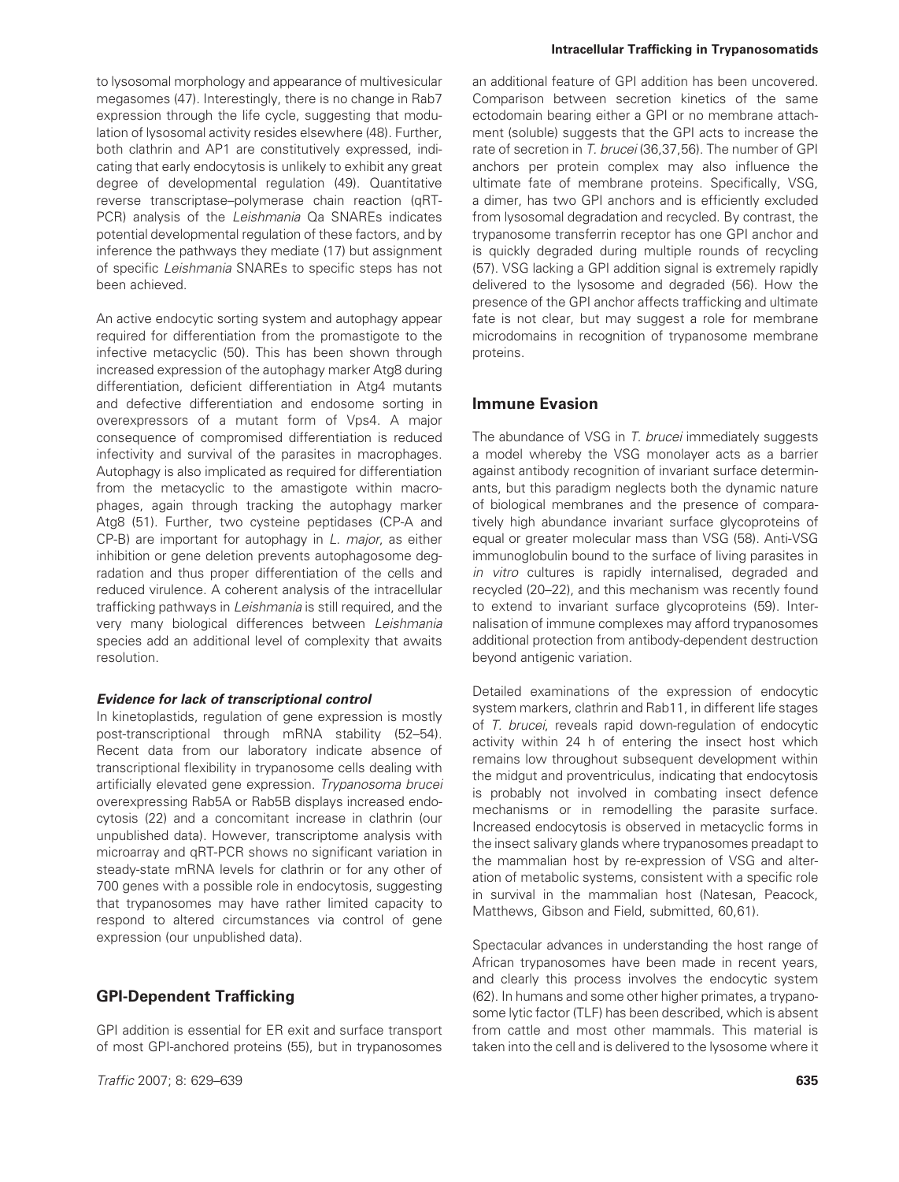to lysosomal morphology and appearance of multivesicular megasomes (47). Interestingly, there is no change in Rab7 expression through the life cycle, suggesting that modulation of lysosomal activity resides elsewhere (48). Further, both clathrin and AP1 are constitutively expressed, indicating that early endocytosis is unlikely to exhibit any great degree of developmental regulation (49). Quantitative reverse transcriptase–polymerase chain reaction (qRT-PCR) analysis of the *Leishmania* Qa SNAREs indicates potential developmental regulation of these factors, and by inference the pathways they mediate (17) but assignment of specific *Leishmania* SNAREs to specific steps has not been achieved.

An active endocytic sorting system and autophagy appear required for differentiation from the promastigote to the infective metacyclic (50). This has been shown through increased expression of the autophagy marker Atg8 during differentiation, deficient differentiation in Atg4 mutants and defective differentiation and endosome sorting in overexpressors of a mutant form of Vps4. A major consequence of compromised differentiation is reduced infectivity and survival of the parasites in macrophages. Autophagy is also implicated as required for differentiation from the metacyclic to the amastigote within macrophages, again through tracking the autophagy marker Atg8 (51). Further, two cysteine peptidases (CP-A and CP-B) are important for autophagy in *L. major*, as either inhibition or gene deletion prevents autophagosome degradation and thus proper differentiation of the cells and reduced virulence. A coherent analysis of the intracellular trafficking pathways in *Leishmania* is still required, and the very many biological differences between *Leishmania* species add an additional level of complexity that awaits resolution.

#### *Evidence for lack of transcriptional control*

In kinetoplastids, regulation of gene expression is mostly post-transcriptional through mRNA stability (52–54). Recent data from our laboratory indicate absence of transcriptional flexibility in trypanosome cells dealing with artificially elevated gene expression. *Trypanosoma brucei* overexpressing Rab5A or Rab5B displays increased endocytosis (22) and a concomitant increase in clathrin (our unpublished data). However, transcriptome analysis with microarray and qRT-PCR shows no significant variation in steady-state mRNA levels for clathrin or for any other of 700 genes with a possible role in endocytosis, suggesting that trypanosomes may have rather limited capacity to respond to altered circumstances via control of gene expression (our unpublished data).

## GPI-Dependent Trafficking

GPI addition is essential for ER exit and surface transport of most GPI-anchored proteins (55), but in trypanosomes an additional feature of GPI addition has been uncovered. Comparison between secretion kinetics of the same ectodomain bearing either a GPI or no membrane attachment (soluble) suggests that the GPI acts to increase the rate of secretion in *T. brucei* (36,37,56). The number of GPI anchors per protein complex may also influence the ultimate fate of membrane proteins. Specifically, VSG, a dimer, has two GPI anchors and is efficiently excluded from lysosomal degradation and recycled. By contrast, the trypanosome transferrin receptor has one GPI anchor and is quickly degraded during multiple rounds of recycling (57). VSG lacking a GPI addition signal is extremely rapidly delivered to the lysosome and degraded (56). How the presence of the GPI anchor affects trafficking and ultimate fate is not clear, but may suggest a role for membrane microdomains in recognition of trypanosome membrane proteins.

## Immune Evasion

The abundance of VSG in *T. brucei* immediately suggests a model whereby the VSG monolayer acts as a barrier against antibody recognition of invariant surface determinants, but this paradigm neglects both the dynamic nature of biological membranes and the presence of comparatively high abundance invariant surface glycoproteins of equal or greater molecular mass than VSG (58). Anti-VSG immunoglobulin bound to the surface of living parasites in *in vitro* cultures is rapidly internalised, degraded and recycled (20–22), and this mechanism was recently found to extend to invariant surface glycoproteins (59). Internalisation of immune complexes may afford trypanosomes additional protection from antibody-dependent destruction beyond antigenic variation.

Detailed examinations of the expression of endocytic system markers, clathrin and Rab11, in different life stages of *T. brucei*, reveals rapid down-regulation of endocytic activity within 24 h of entering the insect host which remains low throughout subsequent development within the midgut and proventriculus, indicating that endocytosis is probably not involved in combating insect defence mechanisms or in remodelling the parasite surface. Increased endocytosis is observed in metacyclic forms in the insect salivary glands where trypanosomes preadapt to the mammalian host by re-expression of VSG and alteration of metabolic systems, consistent with a specific role in survival in the mammalian host (Natesan, Peacock, Matthews, Gibson and Field, submitted, 60,61).

Spectacular advances in understanding the host range of African trypanosomes have been made in recent years, and clearly this process involves the endocytic system (62). In humans and some other higher primates, a trypanosome lytic factor (TLF) has been described, which is absent from cattle and most other mammals. This material is taken into the cell and is delivered to the lysosome where it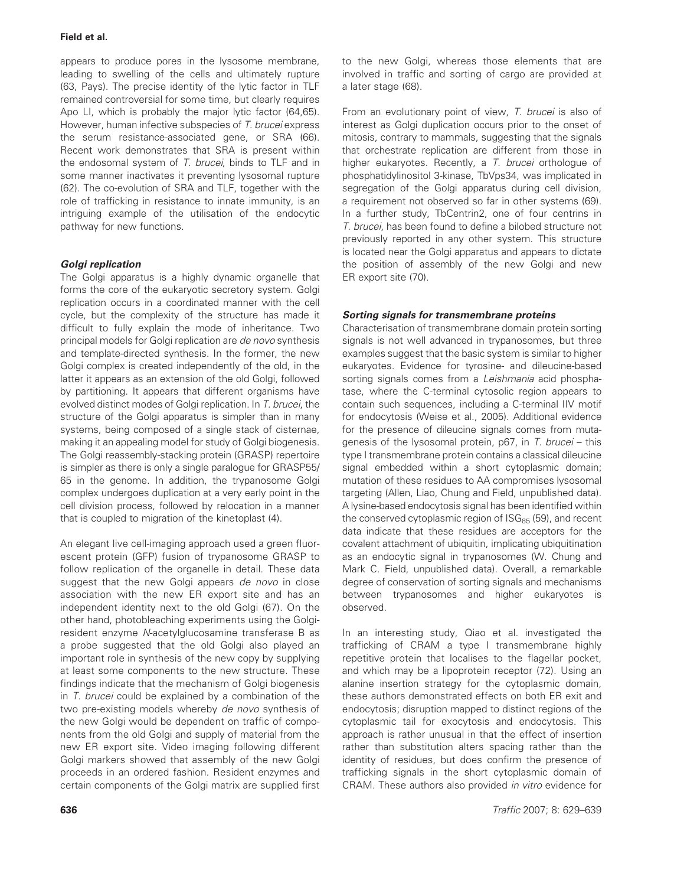appears to produce pores in the lysosome membrane, leading to swelling of the cells and ultimately rupture (63, Pays). The precise identity of the lytic factor in TLF remained controversial for some time, but clearly requires Apo LI, which is probably the major lytic factor (64,65). However, human infective subspecies of *T. brucei* express the serum resistance-associated gene, or SRA (66). Recent work demonstrates that SRA is present within the endosomal system of *T. brucei*, binds to TLF and in some manner inactivates it preventing lysosomal rupture (62). The co-evolution of SRA and TLF, together with the role of trafficking in resistance to innate immunity, is an intriguing example of the utilisation of the endocytic pathway for new functions.

### *Golgi replication*

The Golgi apparatus is a highly dynamic organelle that forms the core of the eukaryotic secretory system. Golgi replication occurs in a coordinated manner with the cell cycle, but the complexity of the structure has made it difficult to fully explain the mode of inheritance. Two principal models for Golgi replication are *de novo* synthesis and template-directed synthesis. In the former, the new Golgi complex is created independently of the old, in the latter it appears as an extension of the old Golgi, followed by partitioning. It appears that different organisms have evolved distinct modes of Golgi replication. In *T. brucei*, the structure of the Golgi apparatus is simpler than in many systems, being composed of a single stack of cisternae, making it an appealing model for study of Golgi biogenesis. The Golgi reassembly-stacking protein (GRASP) repertoire is simpler as there is only a single paralogue for GRASP55/65 in the genome. In addition, the trypanosome Golgi complex undergoes duplication at a very early point in the cell division process, followed by relocation in a manner that is coupled to migration of the kinetoplast (4).

An elegant live cell-imaging approach used a green fluorescent protein (GFP) fusion of trypanosome GRASP to follow replication of the organelle in detail. These data suggest that the new Golgi appears *de novo* in close association with the new ER export site and has an independent identity next to the old Golgi (67). On the other hand, photobleaching experiments using the Golgi-resident enzyme *N*-acetylglucosamine transferase B as a probe suggested that the old Golgi also played an important role in synthesis of the new copy by supplying at least some components to the new structure. These findings indicate that the mechanism of Golgi biogenesis in *T. brucei* could be explained by a combination of the two pre-existing models whereby *de novo* synthesis of the new Golgi would be dependent on traffic of components from the old Golgi and supply of material from the new ER export site. Video imaging following different Golgi markers showed that assembly of the new Golgi proceeds in an ordered fashion. Resident enzymes and certain components of the Golgi matrix are supplied first to the new Golgi, whereas those elements that are involved in traffic and sorting of cargo are provided at a later stage (68).

From an evolutionary point of view, *T. brucei* is also of interest as Golgi duplication occurs prior to the onset of mitosis, contrary to mammals, suggesting that the signals that orchestrate replication are different from those in higher eukaryotes. Recently, a *T. brucei* orthologue of phosphatidylinositol 3-kinase, TbVps34, was implicated in segregation of the Golgi apparatus during cell division, a requirement not observed so far in other systems (69). In a further study, TbCentrin2, one of four centrins in *T. brucei*, has been found to define a bilobed structure not previously reported in any other system. This structure is located near the Golgi apparatus and appears to dictate the position of assembly of the new Golgi and new ER export site (70).

### *Sorting signals for transmembrane proteins*

Characterisation of transmembrane domain protein sorting signals is not well advanced in trypanosomes, but three examples suggest that the basic system is similar to higher eukaryotes. Evidence for tyrosine- and dileucine-based sorting signals comes from a *Leishmania* acid phosphatase, where the C-terminal cytosolic region appears to contain such sequences, including a C-terminal IIV motif for endocytosis (Weise et al., 2005). Additional evidence for the presence of dileucine signals comes from mutagenesis of the lysosomal protein, p67, in *T. brucei* – this type I transmembrane protein contains a classical dileucine signal embedded within a short cytoplasmic domain; mutation of these residues to AA compromises lysosomal targeting (Allen, Liao, Chung and Field, unpublished data). A lysine-based endocytosis signal has been identified within the conserved cytoplasmic region of $ISG_{65}$ (59), and recent data indicate that these residues are acceptors for the covalent attachment of ubiquitin, implicating ubiquitination as an endocytic signal in trypanosomes (W. Chung and Mark C. Field, unpublished data). Overall, a remarkable degree of conservation of sorting signals and mechanisms between trypanosomes and higher eukaryotes is observed.

In an interesting study, Qiao et al. investigated the trafficking of CRAM a type I transmembrane highly repetitive protein that localises to the flagellar pocket, and which may be a lipoprotein receptor (72). Using an alanine insertion strategy for the cytoplasmic domain, these authors demonstrated effects on both ER exit and endocytosis; disruption mapped to distinct regions of the cytoplasmic tail for exocytosis and endocytosis. This approach is rather unusual in that the effect of insertion rather than substitution alters spacing rather than the identity of residues, but does confirm the presence of trafficking signals in the short cytoplasmic domain of CRAM. These authors also provided *in vitro* evidence for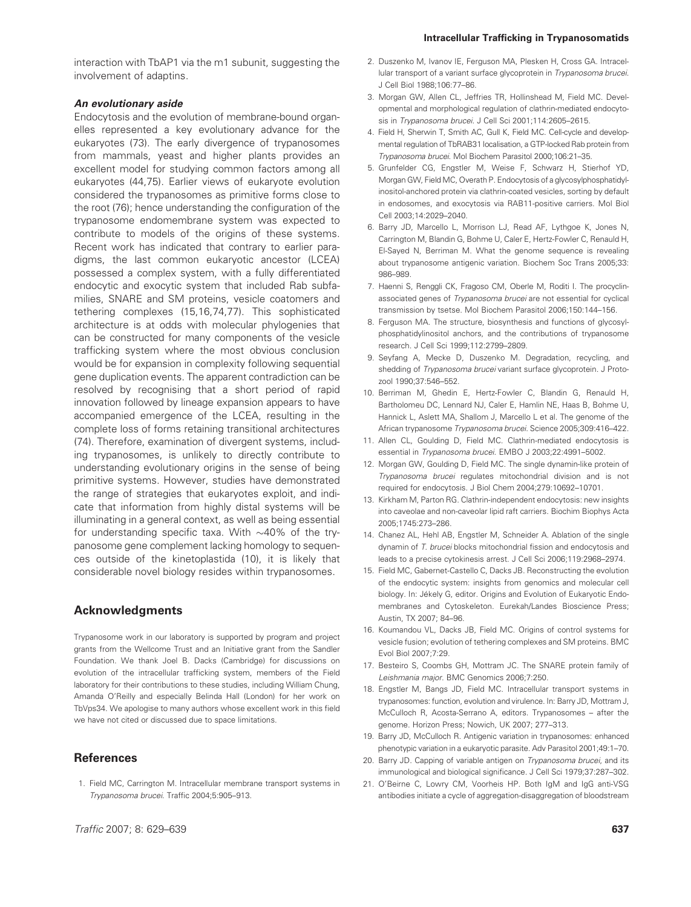interaction with TbAP1 via the m1 subunit, suggesting the involvement of adaptins.

### *An evolutionary aside*

Endocytosis and the evolution of membrane-bound organelles represented a key evolutionary advance for the eukaryotes (73). The early divergence of trypanosomes from mammals, yeast and higher plants provides an excellent model for studying common factors among all eukaryotes (44,75). Earlier views of eukaryote evolution considered the trypanosomes as primitive forms close to the root (76); hence understanding the configuration of the trypanosome endomembrane system was expected to contribute to models of the origins of these systems. Recent work has indicated that contrary to earlier paradigms, the last common eukaryotic ancestor (LCEA) possessed a complex system, with a fully differentiated endocytic and exocytic system that included Rab subfamilies, SNARE and SM proteins, vesicle coatomers and tethering complexes (15,16,74,77). This sophisticated architecture is at odds with molecular phylogenies that can be constructed for many components of the vesicle trafficking system where the most obvious conclusion would be for expansion in complexity following sequential gene duplication events. The apparent contradiction can be resolved by recognising that a short period of rapid innovation followed by lineage expansion appears to have accompanied emergence of the LCEA, resulting in the complete loss of forms retaining transitional architectures (74). Therefore, examination of divergent systems, including trypanosomes, is unlikely to directly contribute to understanding evolutionary origins in the sense of being primitive systems. However, studies have demonstrated the range of strategies that eukaryotes exploit, and indicate that information from highly distal systems will be illuminating in a general context, as well as being essential for understanding specific taxa. With ~40% of the trypanosome gene complement lacking homology to sequences outside of the kinetoplastida (10), it is likely that considerable novel biology resides within trypanosomes.

## Acknowledgments

Trypanosome work in our laboratory is supported by program and project grants from the Wellcome Trust and an Initiative grant from the Sandler Foundation. We thank Joel B. Dacks (Cambridge) for discussions on evolution of the intracellular trafficking system, members of the Field laboratory for their contributions to these studies, including William Chung, Amanda O'Reilly and especially Belinda Hall (London) for her work on TbVps34. We apologise to many authors whose excellent work in this field we have not cited or discussed due to space limitations.

## References

1. Field MC, Carrington M. Intracellular membrane transport systems in *Trypanosoma brucei*. Traffic 2004;5:905–913.
2. Duszenko M, Ivanov IE, Ferguson MA, Plesken H, Cross GA. Intracellular transport of a variant surface glycoprotein in *Trypanosoma brucei*. J Cell Biol 1988;106:77–86.
3. Morgan GW, Allen CL, Jeffries TR, Hollinshead M, Field MC. Developmental and morphological regulation of clathrin-mediated endocytosis in *Trypanosoma brucei*. J Cell Sci 2001;114:2605–2615.
4. Field H, Sherwin T, Smith AC, Gull K, Field MC. Cell-cycle and developmental regulation of TbRAB31 localisation, a GTP-locked Rab protein from *Trypanosoma brucei*. Mol Biochem Parasitol 2000;106:21–35.
5. Grunfelder CG, Engstler M, Weise F, Schwarz H, Stierhof YD, Morgan GW, Field MC, Overath P. Endocytosis of a glycosylphosphatidylinositol-anchored protein via clathrin-coated vesicles, sorting by default in endosomes, and exocytosis via RAB11-positive carriers. Mol Biol Cell 2003;14:2029–2040.
6. Barry JD, Marcello L, Morrison LJ, Read AF, Lythgoe K, Jones N, Carrington M, Blandin G, Bohme U, Caler E, Hertz-Fowler C, Renauld H, El-Sayed N, Berriman M. What the genome sequence is revealing about trypanosome antigenic variation. Biochem Soc Trans 2005;33: 986–989.
7. Haenni S, Renggli CK, Fragoso CM, Oberle M, Roditi I. The procyclin-associated genes of *Trypanosoma brucei* are not essential for cyclical transmission by tsetse. Mol Biochem Parasitol 2006;150:144–156.
8. Ferguson MA. The structure, biosynthesis and functions of glycosylphosphatidylinositol anchors, and the contributions of trypanosome research. J Cell Sci 1999;112:2799–2809.
9. Seyfang A, Mecke D, Duszenko M. Degradation, recycling, and shedding of *Trypanosoma brucei* variant surface glycoprotein. J Protozool 1990;37:546–552.
10. Berriman M, Ghedin E, Hertz-Fowler C, Blandin G, Renauld H, Bartholomeu DC, Lennard NJ, Caler E, Hamlin NE, Haas B, Bohme U, Hannick L, Aslett MA, Shallom J, Marcello L et al. The genome of the African trypanosome *Trypanosoma brucei*. Science 2005;309:416–422.
11. Allen CL, Goulding D, Field MC. Clathrin-mediated endocytosis is essential in *Trypanosoma brucei*. EMBO J 2003;22:4991–5002.
12. Morgan GW, Goulding D, Field MC. The single dynamin-like protein of *Trypanosoma brucei* regulates mitochondrial division and is not required for endocytosis. J Biol Chem 2004;279:10692–10701.
13. Kirkham M, Parton RG. Clathrin-independent endocytosis: new insights into caveolae and non-caveolar lipid raft carriers. Biochim Biophys Acta 2005;1745:273–286.
14. Chanez AL, Hehl AB, Engstler M, Schneider A. Ablation of the single dynamin of *T. brucei* blocks mitochondrial fission and endocytosis and leads to a precise cytokinesis arrest. J Cell Sci 2006;119:2968–2974.
15. Field MC, Gabernet-Castello C, Dacks JB. Reconstructing the evolution of the endocytic system: insights from genomics and molecular cell biology. In: Jékely G, editor. Origins and Evolution of Eukaryotic Endomembranes and Cytoskeleton. Eurekah/Landes Bioscience Press; Austin, TX 2007; 84–96.
16. Koumandou VL, Dacks JB, Field MC. Origins of control systems for vesicle fusion; evolution of tethering complexes and SM proteins. BMC Evol Biol 2007;7:29.
17. Besteiro S, Coombs GH, Mottram JC. The SNARE protein family of *Leishmania major*. BMC Genomics 2006;7:250.
18. Engstler M, Bangs JD, Field MC. Intracellular transport systems in trypanosomes: function, evolution and virulence. In: Barry JD, Mottram J, McCulloch R, Acosta-Serrano A, editors. Trypanosomes – after the genome. Horizon Press; Nowich, UK 2007; 277–313.
19. Barry JD, McCulloch R. Antigenic variation in trypanosomes: enhanced phenotypic variation in a eukaryotic parasite. Adv Parasitol 2001;49:1–70.
20. Barry JD. Capping of variable antigen on *Trypanosoma brucei*, and its immunological and biological significance. J Cell Sci 1979;37:287–302.
21. O'Beirne C, Lowry CM, Voorheis HP. Both IgM and IgG anti-VSG antibodies initiate a cycle of aggregation-disaggregation of bloodstream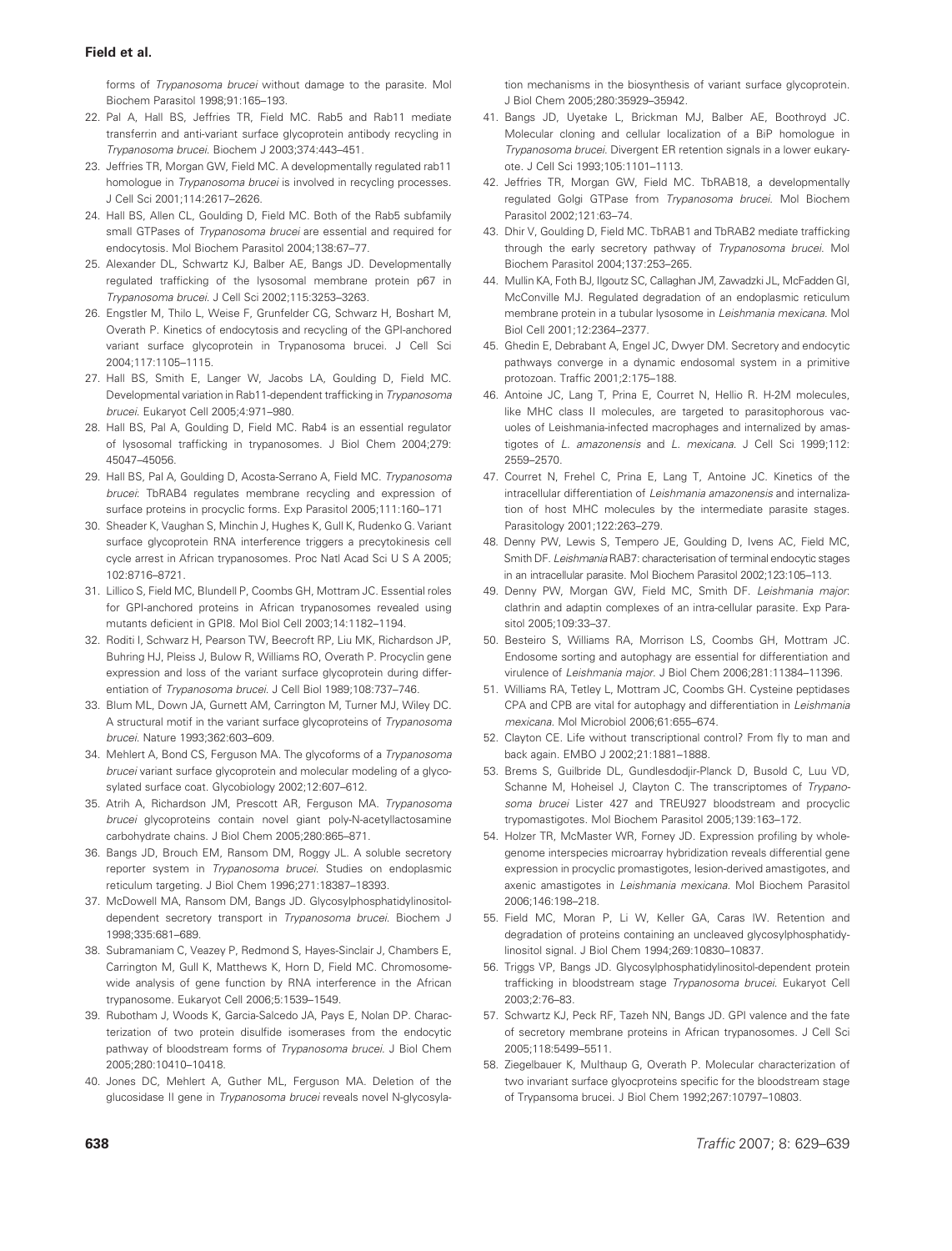forms of *Trypanosoma brucei* without damage to the parasite. Mol Biochem Parasitol 1998;91:165–193.

22. Pal A, Hall BS, Jeffries TR, Field MC. Rab5 and Rab11 mediate transferrin and anti-variant surface glycoprotein antibody recycling in *Trypanosoma brucei*. Biochem J 2003;374:443–451.
23. Jeffries TR, Morgan GW, Field MC. A developmentally regulated rab11 homologue in *Trypanosoma brucei* is involved in recycling processes. J Cell Sci 2001;114:2617–2626.
24. Hall BS, Allen CL, Goulding D, Field MC. Both of the Rab5 subfamily small GTPases of *Trypanosoma brucei* are essential and required for endocytosis. Mol Biochem Parasitol 2004;138:67–77.
25. Alexander DL, Schwartz KJ, Balber AE, Bangs JD. Developmentally regulated trafficking of the lysosomal membrane protein p67 in *Trypanosoma brucei*. J Cell Sci 2002;115:3253–3263.
26. Engstler M, Thilo L, Weise F, Grunfelder CG, Schwarz H, Boshart M, Overath P. Kinetics of endocytosis and recycling of the GPI-anchored variant surface glycoprotein in Trypanosoma brucei. J Cell Sci 2004;117:1105–1115.
27. Hall BS, Smith E, Langer W, Jacobs LA, Goulding D, Field MC. Developmental variation in Rab11-dependent trafficking in *Trypanosoma brucei*. Eukaryot Cell 2005;4:971–980.
28. Hall BS, Pal A, Goulding D, Field MC. Rab4 is an essential regulator of lysosomal trafficking in trypanosomes. J Biol Chem 2004;279: 45047–45056.
29. Hall BS, Pal A, Goulding D, Acosta-Serrano A, Field MC. *Trypanosoma brucei*: TbRAB4 regulates membrane recycling and expression of surface proteins in procyclic forms. Exp Parasitol 2005;111:160–171
30. Sheader K, Vaughan S, Minchin J, Hughes K, Gull K, Rudenko G. Variant surface glycoprotein RNA interference triggers a precytokinesis cell cycle arrest in African trypanosomes. Proc Natl Acad Sci U S A 2005; 102:8716–8721.
31. Lillico S, Field MC, Blundell P, Coombs GH, Mottram JC. Essential roles for GPI-anchored proteins in African trypanosomes revealed using mutants deficient in GPI8. Mol Biol Cell 2003;14:1182–1194.
32. Roditi I, Schwarz H, Pearson TW, Beecroft RP, Liu MK, Richardson JP, Buhring HJ, Pleiss J, Bulow R, Williams RO, Overath P. Procyclin gene expression and loss of the variant surface glycoprotein during differentiation of *Trypanosoma brucei*. J Cell Biol 1989;108:737–746.
33. Blum ML, Down JA, Gurnett AM, Carrington M, Turner MJ, Wiley DC. A structural motif in the variant surface glycoproteins of *Trypanosoma brucei*. Nature 1993;362:603–609.
34. Mehlert A, Bond CS, Ferguson MA. The glycoforms of a *Trypanosoma brucei* variant surface glycoprotein and molecular modeling of a glycosylated surface coat. Glycobiology 2002;12:607–612.
35. Atrih A, Richardson JM, Prescott AR, Ferguson MA. *Trypanosoma brucei* glycoproteins contain novel giant poly-N-acetyllactosamine carbohydrate chains. J Biol Chem 2005;280:865–871.
36. Bangs JD, Brouch EM, Ransom DM, Roggy JL. A soluble secretory reporter system in *Trypanosoma brucei*. Studies on endoplasmic reticulum targeting. J Biol Chem 1996;271:18387–18393.
37. McDowell MA, Ransom DM, Bangs JD. Glycosylphosphatidylinositol-dependent secretory transport in *Trypanosoma brucei*. Biochem J 1998;335:681–689.
38. Subramaniam C, Veazey P, Redmond S, Hayes-Sinclair J, Chambers E, Carrington M, Gull K, Matthews K, Horn D, Field MC. Chromosome-wide analysis of gene function by RNA interference in the African trypanosome. Eukaryot Cell 2006;5:1539–1549.
39. Rubotham J, Woods K, Garcia-Salcedo JA, Pays E, Nolan DP. Characterization of two protein disulfide isomerases from the endocytic pathway of bloodstream forms of *Trypanosoma brucei*. J Biol Chem 2005;280:10410–10418.
40. Jones DC, Mehlert A, Guther ML, Ferguson MA. Deletion of the glucosidase II gene in *Trypanosoma brucei* reveals novel N-glycosylation mechanisms in the biosynthesis of variant surface glycoprotein. J Biol Chem 2005;280:35929–35942.
41. Bangs JD, Uyetake L, Brickman MJ, Balber AE, Boothroyd JC. Molecular cloning and cellular localization of a BiP homologue in *Trypanosoma brucei*. Divergent ER retention signals in a lower eukaryote. J Cell Sci 1993;105:1101–1113.
42. Jeffries TR, Morgan GW, Field MC. TbRAB18, a developmentally regulated Golgi GTPase from *Trypanosoma brucei*. Mol Biochem Parasitol 2002;121:63–74.
43. Dhir V, Goulding D, Field MC. TbRAB1 and TbRAB2 mediate trafficking through the early secretory pathway of *Trypanosoma brucei*. Mol Biochem Parasitol 2004;137:253–265.
44. Mullin KA, Foth BJ, Ilgoutz SC, Callaghan JM, Zawadzki JL, McFadden GI, McConville MJ. Regulated degradation of an endoplasmic reticulum membrane protein in a tubular lysosome in *Leishmania mexicana*. Mol Biol Cell 2001;12:2364–2377.
45. Ghedin E, Debrabant A, Engel JC, Dwyer DM. Secretory and endocytic pathways converge in a dynamic endosomal system in a primitive protozoan. Traffic 2001;2:175–188.
46. Antoine JC, Lang T, Prina E, Courret N, Hellio R. H-2M molecules, like MHC class II molecules, are targeted to parasitophorous vacuoles of Leishmania-infected macrophages and internalized by amastigotes of *L. amazonensis* and *L. mexicana*. J Cell Sci 1999;112: 2559–2570.
47. Courret N, Frehel C, Prina E, Lang T, Antoine JC. Kinetics of the intracellular differentiation of *Leishmania amazonensis* and internalization of host MHC molecules by the intermediate parasite stages. Parasitology 2001;122:263–279.
48. Denny PW, Lewis S, Tempero JE, Goulding D, Ivens AC, Field MC, Smith DF. *Leishmania* RAB7: characterisation of terminal endocytic stages in an intracellular parasite. Mol Biochem Parasitol 2002;123:105–113.
49. Denny PW, Morgan GW, Field MC, Smith DF. *Leishmania major*: clathrin and adaptin complexes of an intra-cellular parasite. Exp Parasitol 2005;109:33–37.
50. Besteiro S, Williams RA, Morrison LS, Coombs GH, Mottram JC. Endosome sorting and autophagy are essential for differentiation and virulence of *Leishmania major*. J Biol Chem 2006;281:11384–11396.
51. Williams RA, Tetley L, Mottram JC, Coombs GH. Cysteine peptidases CPA and CPB are vital for autophagy and differentiation in *Leishmania mexicana*. Mol Microbiol 2006;61:655–674.
52. Clayton CE. Life without transcriptional control? From fly to man and back again. EMBO J 2002;21:1881–1888.
53. Brems S, Guilbride DL, Gundlesdodjir-Planck D, Busold C, Luu VD, Schanne M, Hoheisel J, Clayton C. The transcriptomes of *Trypanosoma brucei* Lister 427 and TREU927 bloodstream and procyclic trypomastigotes. Mol Biochem Parasitol 2005;139:163–172.
54. Holzer TR, McMaster WR, Forney JD. Expression profiling by whole-genome interspecies microarray hybridization reveals differential gene expression in procyclic promastigotes, lesion-derived amastigotes, and axenic amastigotes in *Leishmania mexicana*. Mol Biochem Parasitol 2006;146:198–218.
55. Field MC, Moran P, Li W, Keller GA, Caras IW. Retention and degradation of proteins containing an uncleaved glycosylphosphatidylinositol signal. J Biol Chem 1994;269:10830–10837.
56. Triggs VP, Bangs JD. Glycosylphosphatidylinositol-dependent protein trafficking in bloodstream stage *Trypanosoma brucei*. Eukaryot Cell 2003;2:76–83.
57. Schwartz KJ, Peck RF, Tazeh NN, Bangs JD. GPI valence and the fate of secretory membrane proteins in African trypanosomes. J Cell Sci 2005;118:5499–5511.
58. Ziegelbauer K, Multhaup G, Overath P. Molecular characterization of two invariant surface glycoproteins specific for the bloodstream stage of Trypansoma brucei. J Biol Chem 1992;267:10797–10803.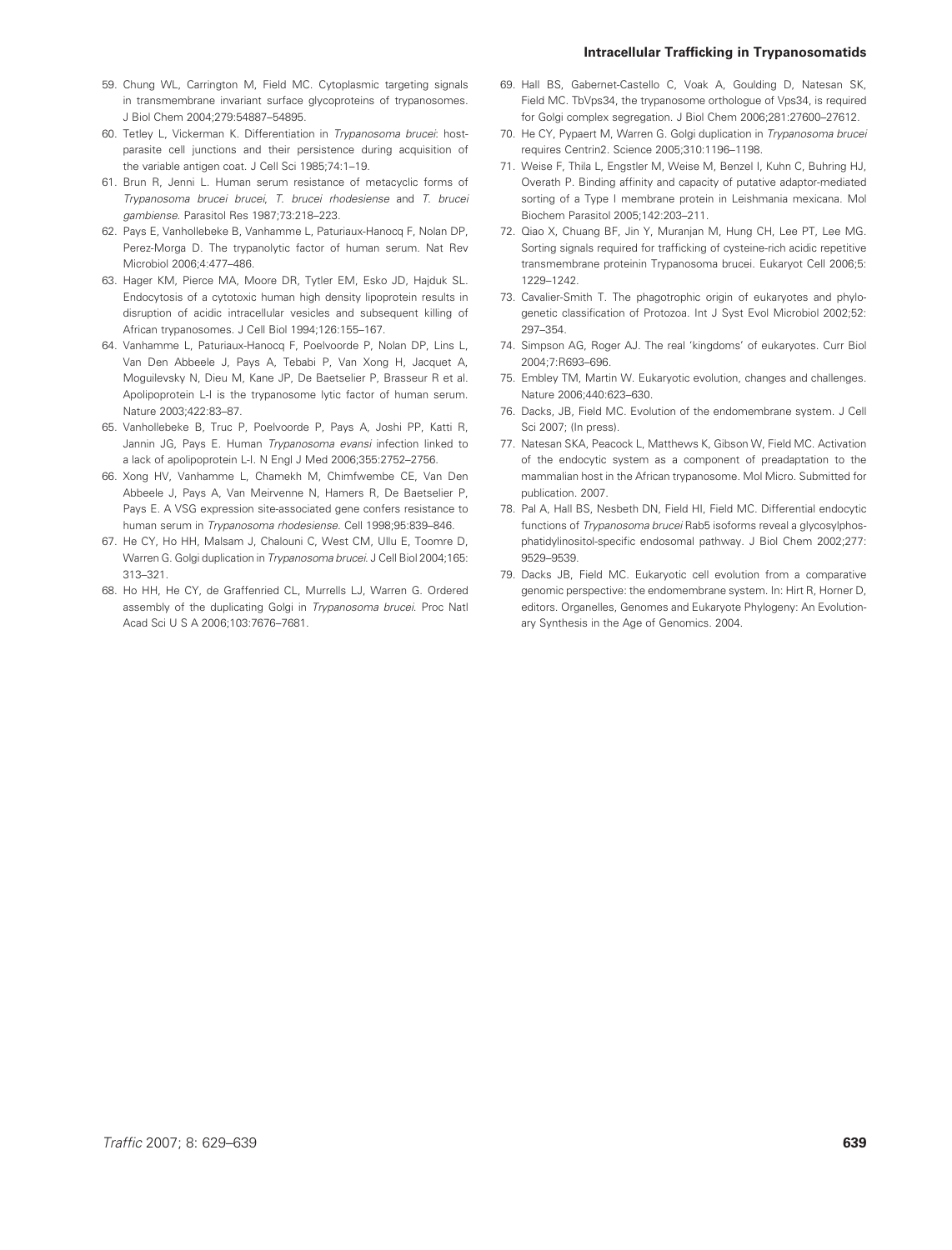59. Chung WL, Carrington M, Field MC. Cytoplasmic targeting signals in transmembrane invariant surface glycoproteins of trypanosomes. J Biol Chem 2004;279:54887–54895.
60. Tetley L, Vickerman K. Differentiation in *Trypanosoma brucei*: host-parasite cell junctions and their persistence during acquisition of the variable antigen coat. J Cell Sci 1985;74:1–19.
61. Brun R, Jenni L. Human serum resistance of metacyclic forms of *Trypanosoma brucei brucei*, *T. brucei rhodesiense* and *T. brucei gambiense*. Parasitol Res 1987;73:218–223.
62. Pays E, Vanhollebeke B, Vanhamme L, Paturiaux-Hanocq F, Nolan DP, Perez-Morga D. The trypanolytic factor of human serum. Nat Rev Microbiol 2006;4:477–486.
63. Hager KM, Pierce MA, Moore DR, Tytler EM, Esko JD, Hajduk SL. Endocytosis of a cytotoxic human high density lipoprotein results in disruption of acidic intracellular vesicles and subsequent killing of African trypanosomes. J Cell Biol 1994;126:155–167.
64. Vanhamme L, Paturiaux-Hanocq F, Poelvoorde P, Nolan DP, Lins L, Van Den Abbeele J, Pays A, Tebabi P, Van Xong H, Jacquet A, Moguilevsky N, Dieu M, Kane JP, De Baetselier P, Brasseur R et al. Apolipoprotein L-I is the trypanosome lytic factor of human serum. Nature 2003;422:83–87.
65. Vanhollebeke B, Truc P, Poelvoorde P, Pays A, Joshi PP, Katti R, Jannin JG, Pays E. Human *Trypanosoma evansi* infection linked to a lack of apolipoprotein L-I. N Engl J Med 2006;355:2752–2756.
66. Xong HV, Vanhamme L, Chamekh M, Chimfwembe CE, Van Den Abbeele J, Pays A, Van Meirvenne N, Hamers R, De Baetselier P, Pays E. A VSG expression site-associated gene confers resistance to human serum in *Trypanosoma rhodesiense*. Cell 1998;95:839–846.
67. He CY, Ho HH, Malsam J, Chalouni C, West CM, Ullu E, Toomre D, Warren G. Golgi duplication in *Trypanosoma brucei*. J Cell Biol 2004;165: 313–321.
68. Ho HH, He CY, de Graffenried CL, Murrells LJ, Warren G. Ordered assembly of the duplicating Golgi in *Trypanosoma brucei*. Proc Natl Acad Sci U S A 2006;103:7676–7681.
69. Hall BS, Gabernet-Castello C, Voak A, Goulding D, Natesan SK, Field MC. TbVps34, the trypanosome orthologue of Vps34, is required for Golgi complex segregation. J Biol Chem 2006;281:27600–27612.
70. He CY, Pypaert M, Warren G. Golgi duplication in *Trypanosoma brucei* requires Centrin2. Science 2005;310:1196–1198.
71. Weise F, Thila L, Engstler M, Weise M, Benzel I, Kuhn C, Buhring HJ, Overath P. Binding affinity and capacity of putative adaptor-mediated sorting of a Type I membrane protein in Leishmania mexicana. Mol Biochem Parasitol 2005;142:203–211.
72. Qiao X, Chuang BF, Jin Y, Muranjan M, Hung CH, Lee PT, Lee MG. Sorting signals required for trafficking of cysteine-rich acidic repetitive transmembrane proteinin Trypanosoma brucei. Eukaryot Cell 2006;5: 1229–1242.
73. Cavalier-Smith T. The phagotrophic origin of eukaryotes and phylogenetic classification of Protozoa. Int J Syst Evol Microbiol 2002;52: 297–354.
74. Simpson AG, Roger AJ. The real 'kingdoms' of eukaryotes. Curr Biol 2004;7:R693–696.
75. Embley TM, Martin W. Eukaryotic evolution, changes and challenges. Nature 2006;440:623–630.
76. Dacks, JB, Field MC. Evolution of the endomembrane system. J Cell Sci 2007; (In press).
77. Natesan SKA, Peacock L, Matthews K, Gibson W, Field MC. Activation of the endocytic system as a component of preadaptation to the mammalian host in the African trypanosome. Mol Micro. Submitted for publication. 2007.
78. Pal A, Hall BS, Nesbeth DN, Field HI, Field MC. Differential endocytic functions of *Trypanosoma brucei* Rab5 isoforms reveal a glycosylphosphatidylinositol-specific endosomal pathway. J Biol Chem 2002;277: 9529–9539.
79. Dacks JB, Field MC. Eukaryotic cell evolution from a comparative genomic perspective: the endomembrane system. In: Hirt R, Horner D, editors. Organelles, Genomes and Eukaryote Phylogeny: An Evolutionary Synthesis in the Age of Genomics. 2004.